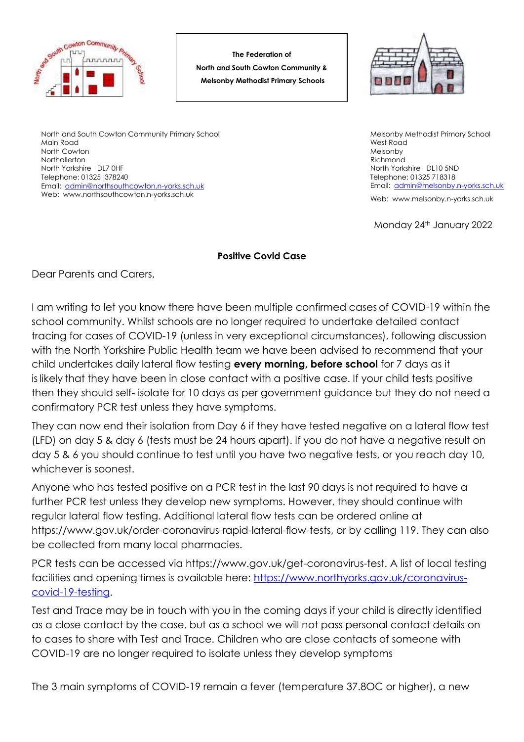**The Federation of**
**North and South Cowton Community &**
**Melsonby Methodist Primary Schools**

North and South Cowton Community Primary School
Main Road
North Cowton
Northallerton
North Yorkshire DL7 0HF
Telephone: 01325 378240
Email: admin@northsouthcowton.n-yorks.sch.uk
Web: www.northsouthcowton.n-yorks.sch.uk

Melsonby Methodist Primary School
West Road
Melsonby
Richmond
North Yorkshire DL10 5ND
Telephone: 01325 718318
Email: admin@melsonby.n-yorks.sch.uk
Web: www.melsonby.n-yorks.sch.uk

Monday 24th January 2022

**Positive Covid Case**

Dear Parents and Carers,

I am writing to let you know there have been multiple confirmed cases of COVID-19 within the school community. Whilst schools are no longer required to undertake detailed contact tracing for cases of COVID-19 (unless in very exceptional circumstances), following discussion with the North Yorkshire Public Health team we have been advised to recommend that your child undertakes daily lateral flow testing **every morning, before school** for 7 days as it is likely that they have been in close contact with a positive case. If your child tests positive then they should self- isolate for 10 days as per government guidance but they do not need a confirmatory PCR test unless they have symptoms.

They can now end their isolation from Day 6 if they have tested negative on a lateral flow test (LFD) on day 5 & day 6 (tests must be 24 hours apart). If you do not have a negative result on day 5 & 6 you should continue to test until you have two negative tests, or you reach day 10, whichever is soonest.

Anyone who has tested positive on a PCR test in the last 90 days is not required to have a further PCR test unless they develop new symptoms. However, they should continue with regular lateral flow testing. Additional lateral flow tests can be ordered online at https://www.gov.uk/order-coronavirus-rapid-lateral-flow-tests, or by calling 119. They can also be collected from many local pharmacies.

PCR tests can be accessed via https://www.gov.uk/get-coronavirus-test. A list of local testing facilities and opening times is available here: https://www.northyorks.gov.uk/coronavirus-covid-19-testing.

Test and Trace may be in touch with you in the coming days if your child is directly identified as a close contact by the case, but as a school we will not pass personal contact details on to cases to share with Test and Trace. Children who are close contacts of someone with COVID-19 are no longer required to isolate unless they develop symptoms

The 3 main symptoms of COVID-19 remain a fever (temperature 37.8OC or higher), a new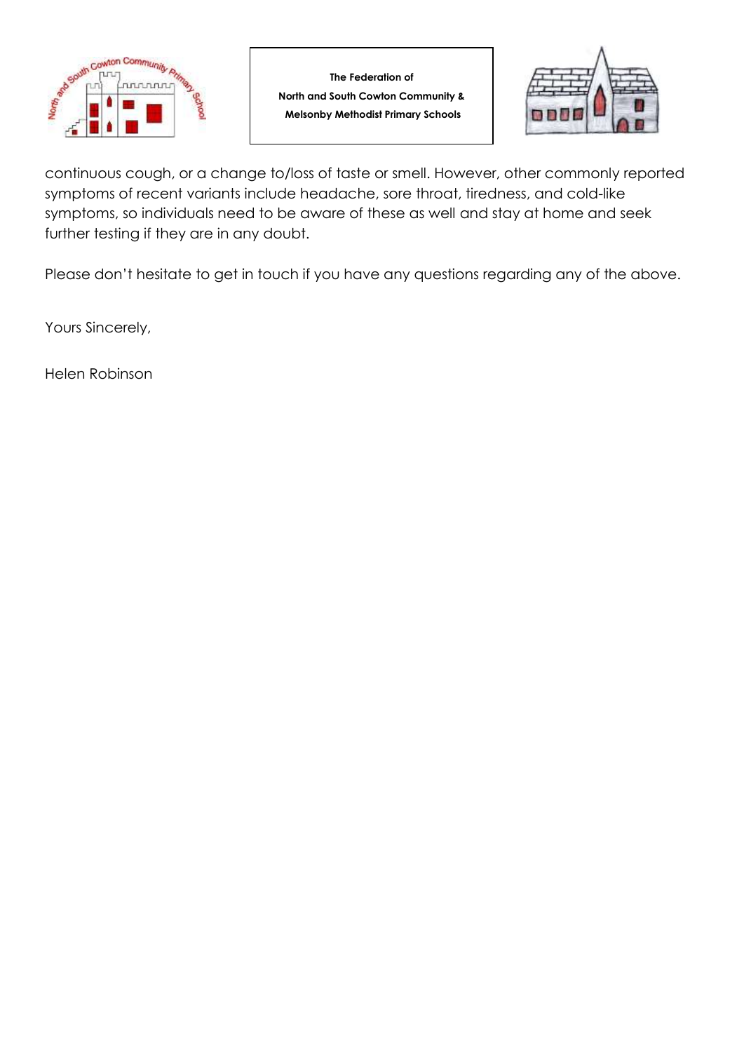continuous cough, or a change to/loss of taste or smell. However, other commonly reported symptoms of recent variants include headache, sore throat, tiredness, and cold-like symptoms, so individuals need to be aware of these as well and stay at home and seek further testing if they are in any doubt.

Please don't hesitate to get in touch if you have any questions regarding any of the above.

Yours Sincerely,

Helen Robinson